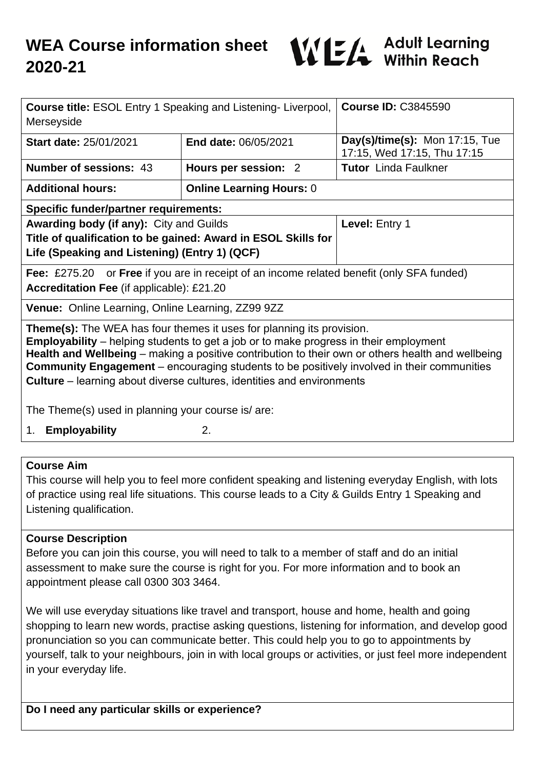# WEA Course information sheet 2020-21

WEA Adult Learning Within Reach

| **Course title:** ESOL Entry 1 Speaking and Listening- Liverpool, Merseyside | | **Course ID:** C3845590 |
|---|---|---|
| **Start date:** 25/01/2021 | **End date:** 06/05/2021 | **Day(s)/time(s):** Mon 17:15, Tue 17:15, Wed 17:15, Thu 17:15 |
| **Number of sessions:** 43 | **Hours per session:** 2 | **Tutor** Linda Faulkner |
| **Additional hours:** | **Online Learning Hours:** 0 | |
| **Specific funder/partner requirements:** | | |
| **Awarding body (if any):** City and Guilds<br>**Title of qualification to be gained: Award in ESOL Skills for Life (Speaking and Listening) (Entry 1) (QCF)** | | **Level:** Entry 1 |
| **Fee:** £275.20 or **Free** if you are in receipt of an income related benefit (only SFA funded)<br>**Accreditation Fee** (if applicable): £21.20 | | |
| **Venue:** Online Learning, Online Learning, ZZ99 9ZZ | | |

**Theme(s):** The WEA has four themes it uses for planning its provision.
**Employability** – helping students to get a job or to make progress in their employment
**Health and Wellbeing** – making a positive contribution to their own or others health and wellbeing
**Community Engagement** – encouraging students to be positively involved in their communities
**Culture** – learning about diverse cultures, identities and environments

The Theme(s) used in planning your course is/ are:

1. **Employability**
2.

## Course Aim

This course will help you to feel more confident speaking and listening everyday English, with lots of practice using real life situations. This course leads to a City & Guilds Entry 1 Speaking and Listening qualification.

## Course Description

Before you can join this course, you will need to talk to a member of staff and do an initial assessment to make sure the course is right for you. For more information and to book an appointment please call 0300 303 3464.

We will use everyday situations like travel and transport, house and home, health and going shopping to learn new words, practise asking questions, listening for information, and develop good pronunciation so you can communicate better. This could help you to go to appointments by yourself, talk to your neighbours, join in with local groups or activities, or just feel more independent in your everyday life.

## Do I need any particular skills or experience?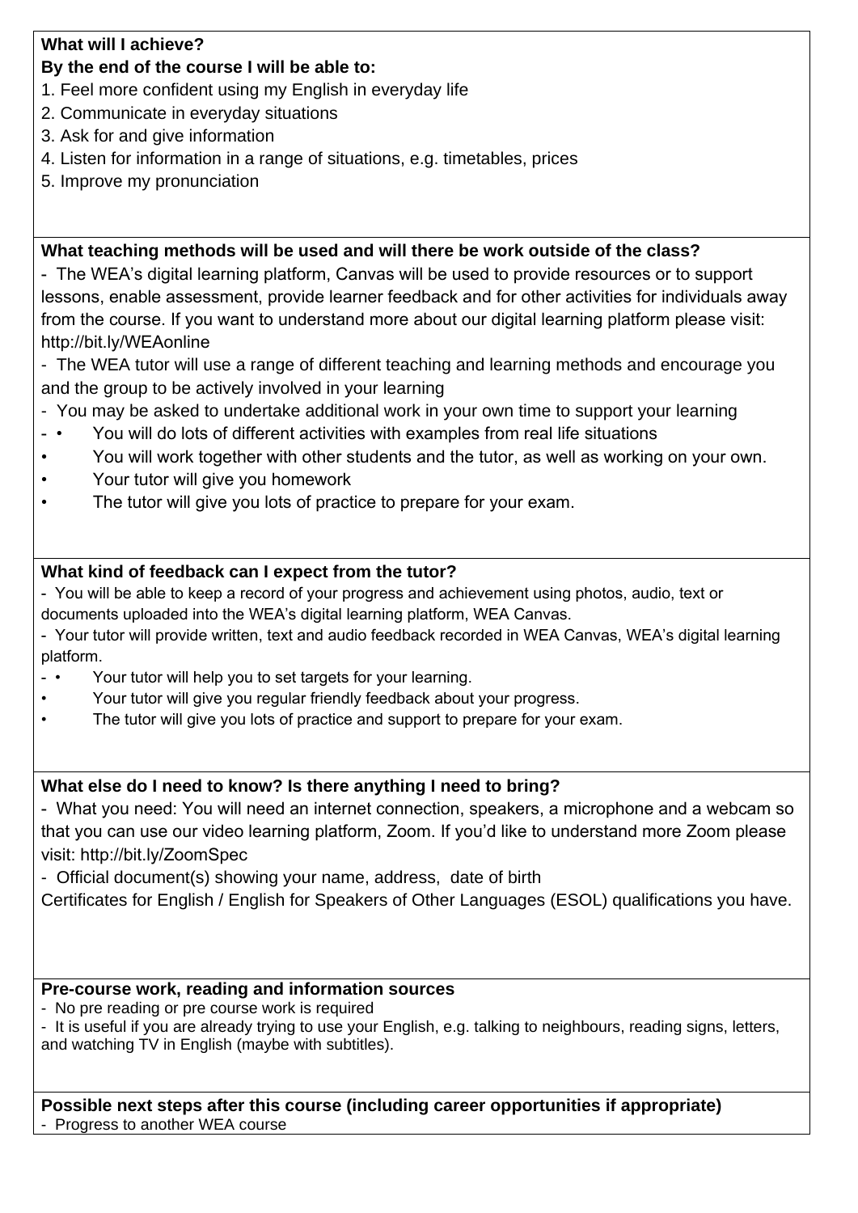**What will I achieve?**
**By the end of the course I will be able to:**

1. Feel more confident using my English in everyday life
2. Communicate in everyday situations
3. Ask for and give information
4. Listen for information in a range of situations, e.g. timetables, prices
5. Improve my pronunciation

**What teaching methods will be used and will there be work outside of the class?**

- The WEA's digital learning platform, Canvas will be used to provide resources or to support lessons, enable assessment, provide learner feedback and for other activities for individuals away from the course. If you want to understand more about our digital learning platform please visit: http://bit.ly/WEAonline
- The WEA tutor will use a range of different teaching and learning methods and encourage you and the group to be actively involved in your learning
- You may be asked to undertake additional work in your own time to support your learning
- • You will do lots of different activities with examples from real life situations
- You will work together with other students and the tutor, as well as working on your own.
- Your tutor will give you homework
- The tutor will give you lots of practice to prepare for your exam.

**What kind of feedback can I expect from the tutor?**

- You will be able to keep a record of your progress and achievement using photos, audio, text or documents uploaded into the WEA's digital learning platform, WEA Canvas.
- Your tutor will provide written, text and audio feedback recorded in WEA Canvas, WEA's digital learning platform.
- • Your tutor will help you to set targets for your learning.
- Your tutor will give you regular friendly feedback about your progress.
- The tutor will give you lots of practice and support to prepare for your exam.

**What else do I need to know? Is there anything I need to bring?**

- What you need: You will need an internet connection, speakers, a microphone and a webcam so that you can use our video learning platform, Zoom. If you'd like to understand more Zoom please visit: http://bit.ly/ZoomSpec
- Official document(s) showing your name, address, date of birth

Certificates for English / English for Speakers of Other Languages (ESOL) qualifications you have.

**Pre-course work, reading and information sources**

- No pre reading or pre course work is required
- It is useful if you are already trying to use your English, e.g. talking to neighbours, reading signs, letters, and watching TV in English (maybe with subtitles).

**Possible next steps after this course (including career opportunities if appropriate)**

- Progress to another WEA course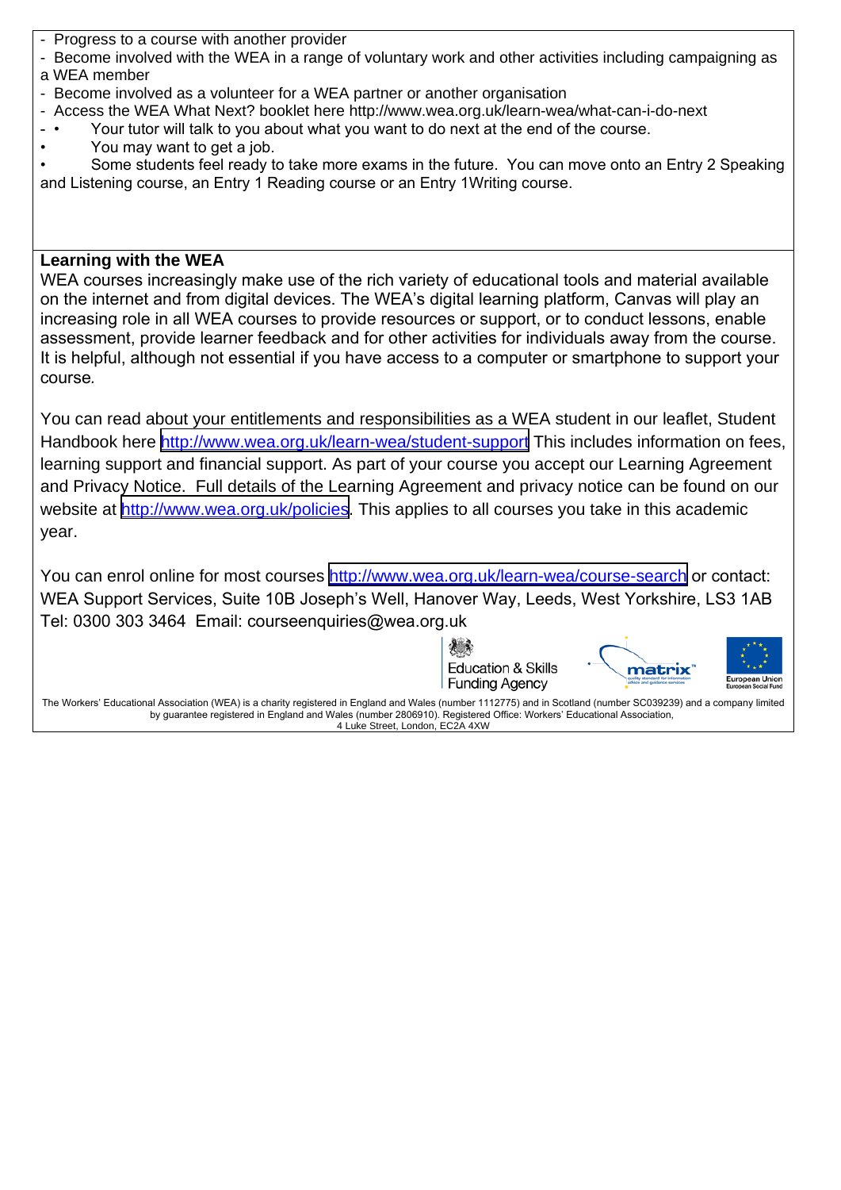- Progress to a course with another provider
- Become involved with the WEA in a range of voluntary work and other activities including campaigning as a WEA member
- Become involved as a volunteer for a WEA partner or another organisation
- Access the WEA What Next? booklet here http://www.wea.org.uk/learn-wea/what-can-i-do-next
- • Your tutor will talk to you about what you want to do next at the end of the course.
• You may want to get a job.
• Some students feel ready to take more exams in the future. You can move onto an Entry 2 Speaking and Listening course, an Entry 1 Reading course or an Entry 1Writing course.

**Learning with the WEA**

WEA courses increasingly make use of the rich variety of educational tools and material available on the internet and from digital devices. The WEA's digital learning platform, Canvas will play an increasing role in all WEA courses to provide resources or support, or to conduct lessons, enable assessment, provide learner feedback and for other activities for individuals away from the course. It is helpful, although not essential if you have access to a computer or smartphone to support your course.

You can read about your entitlements and responsibilities as a WEA student in our leaflet, Student Handbook here http://www.wea.org.uk/learn-wea/student-support This includes information on fees, learning support and financial support. As part of your course you accept our Learning Agreement and Privacy Notice. Full details of the Learning Agreement and privacy notice can be found on our website at http://www.wea.org.uk/policies. This applies to all courses you take in this academic year.

You can enrol online for most courses http://www.wea.org.uk/learn-wea/course-search or contact: WEA Support Services, Suite 10B Joseph's Well, Hanover Way, Leeds, West Yorkshire, LS3 1AB
Tel: 0300 303 3464 Email: courseenquiries@wea.org.uk

Education & Skills Funding Agency

matrix

European Union European Social Fund

The Workers' Educational Association (WEA) is a charity registered in England and Wales (number 1112775) and in Scotland (number SC039239) and a company limited by guarantee registered in England and Wales (number 2806910). Registered Office: Workers' Educational Association, 4 Luke Street, London, EC2A 4XW